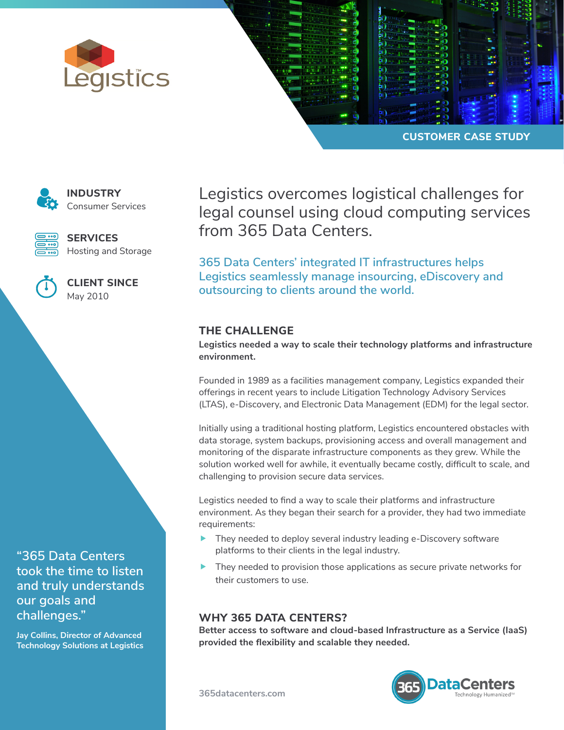Legistics™

CUSTOMER CASE STUDY

**INDUSTRY**
Consumer Services

**SERVICES**
Hosting and Storage

**CLIENT SINCE**
May 2010

# Legistics overcomes logistical challenges for legal counsel using cloud computing services from 365 Data Centers.

## 365 Data Centers' integrated IT infrastructures helps Legistics seamlessly manage insourcing, eDiscovery and outsourcing to clients around the world.

### THE CHALLENGE

**Legistics needed a way to scale their technology platforms and infrastructure environment.**

Founded in 1989 as a facilities management company, Legistics expanded their offerings in recent years to include Litigation Technology Advisory Services (LTAS), e-Discovery, and Electronic Data Management (EDM) for the legal sector.

Initially using a traditional hosting platform, Legistics encountered obstacles with data storage, system backups, provisioning access and overall management and monitoring of the disparate infrastructure components as they grew. While the solution worked well for awhile, it eventually became costly, difficult to scale, and challenging to provision secure data services.

Legistics needed to find a way to scale their platforms and infrastructure environment. As they began their search for a provider, they had two immediate requirements:

- They needed to deploy several industry leading e-Discovery software platforms to their clients in the legal industry.
- They needed to provision those applications as secure private networks for their customers to use.

### WHY 365 DATA CENTERS?

**Better access to software and cloud-based Infrastructure as a Service (IaaS) provided the flexibility and scalable they needed.**

> "365 Data Centers took the time to listen and truly understands our goals and challenges."
>
> **Jay Collins, Director of Advanced Technology Solutions at Legistics**

365datacenters.com

365 DataCenters — Technology Humanized™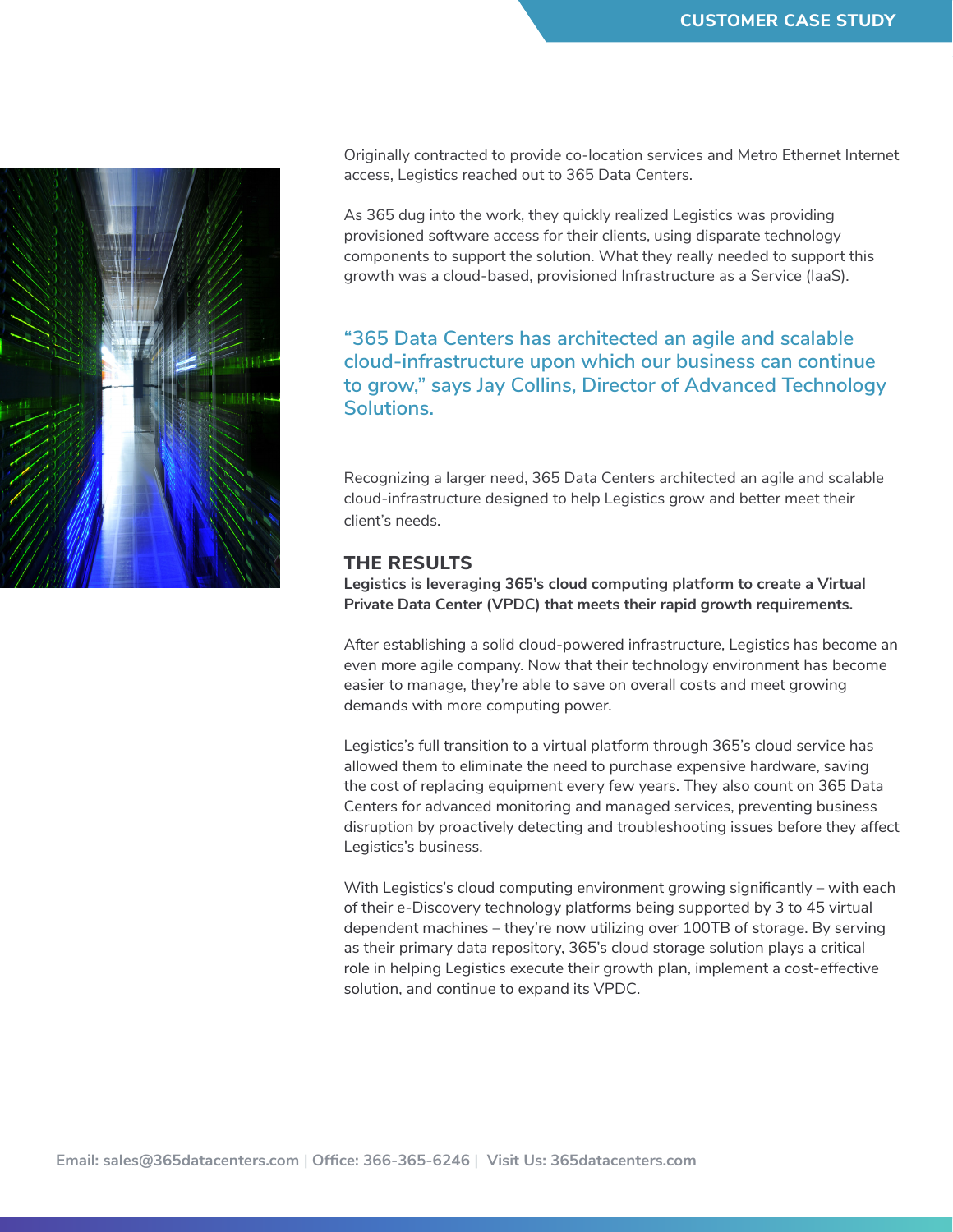Originally contracted to provide co-location services and Metro Ethernet Internet access, Legistics reached out to 365 Data Centers.

As 365 dug into the work, they quickly realized Legistics was providing provisioned software access for their clients, using disparate technology components to support the solution. What they really needed to support this growth was a cloud-based, provisioned Infrastructure as a Service (IaaS).

> "365 Data Centers has architected an agile and scalable cloud-infrastructure upon which our business can continue to grow," says Jay Collins, Director of Advanced Technology Solutions.

Recognizing a larger need, 365 Data Centers architected an agile and scalable cloud-infrastructure designed to help Legistics grow and better meet their client's needs.

## THE RESULTS

**Legistics is leveraging 365's cloud computing platform to create a Virtual Private Data Center (VPDC) that meets their rapid growth requirements.**

After establishing a solid cloud-powered infrastructure, Legistics has become an even more agile company. Now that their technology environment has become easier to manage, they're able to save on overall costs and meet growing demands with more computing power.

Legistics's full transition to a virtual platform through 365's cloud service has allowed them to eliminate the need to purchase expensive hardware, saving the cost of replacing equipment every few years. They also count on 365 Data Centers for advanced monitoring and managed services, preventing business disruption by proactively detecting and troubleshooting issues before they affect Legistics's business.

With Legistics's cloud computing environment growing significantly – with each of their e-Discovery technology platforms being supported by 3 to 45 virtual dependent machines – they're now utilizing over 100TB of storage. By serving as their primary data repository, 365's cloud storage solution plays a critical role in helping Legistics execute their growth plan, implement a cost-effective solution, and continue to expand its VPDC.

Email: sales@365datacenters.com | Office: 366-365-6246 | Visit Us: 365datacenters.com